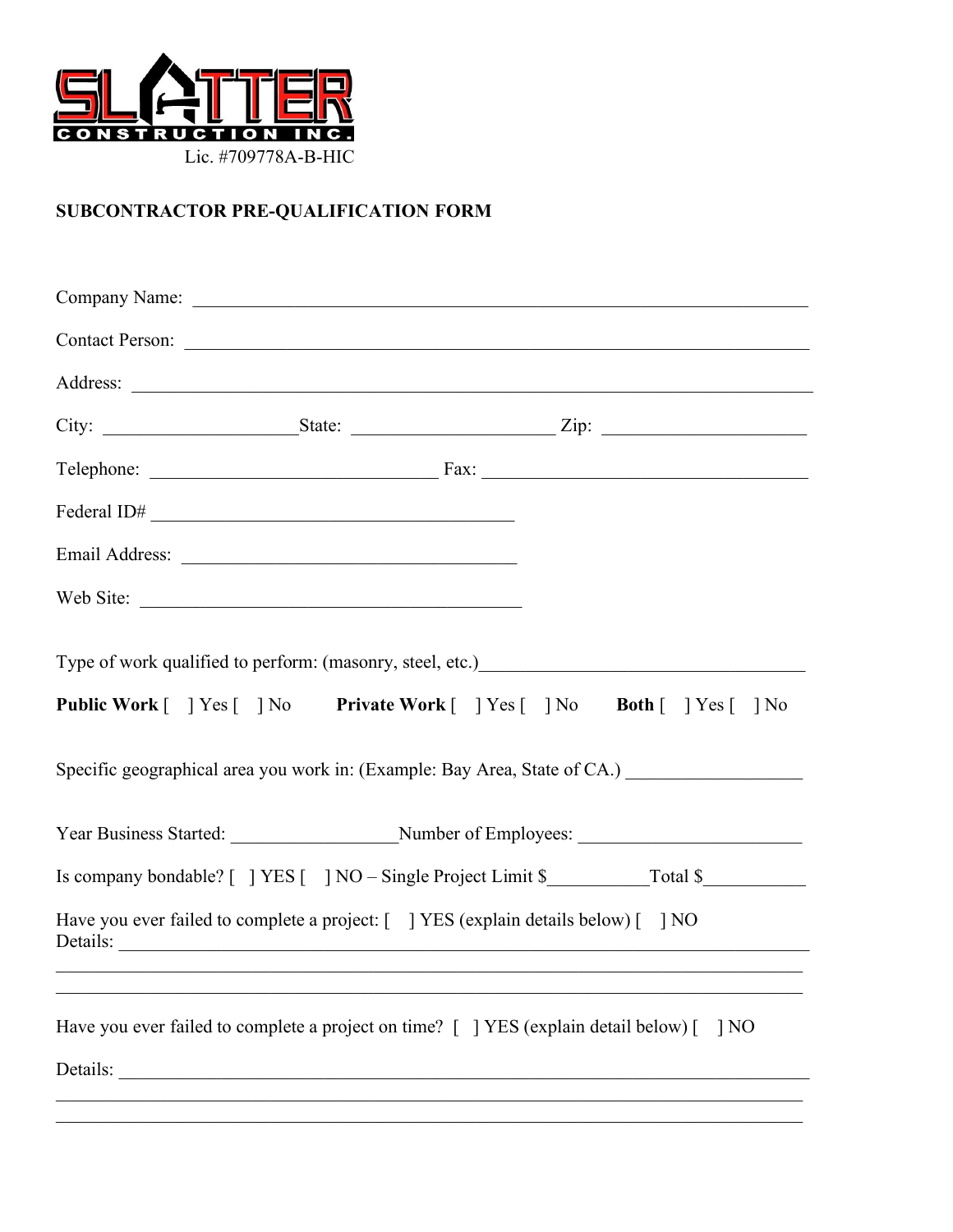SLATTER CONSTRUCTION INC.

Lic. #709778A-B-HIC

**SUBCONTRACTOR PRE-QUALIFICATION FORM**

Company Name: ______________________________________________________________________

Contact Person: ______________________________________________________________________

Address: ___________________________________________________________________________

City: ____________________ State: _____________________ Zip: _____________________

Telephone: ______________________________ Fax: __________________________________

Federal ID# ______________________________________

Email Address: ___________________________________

Web Site: ________________________________________

Type of work qualified to perform: (masonry, steel, etc.)___________________________________

**Public Work** [ ] Yes [ ] No **Private Work** [ ] Yes [ ] No **Both** [ ] Yes [ ] No

Specific geographical area you work in: (Example: Bay Area, State of CA.) __________________

Year Business Started: _________________Number of Employees: _______________________

Is company bondable? [ ] YES [ ] NO – Single Project Limit $__________Total $__________

Have you ever failed to complete a project: [ ] YES (explain details below) [ ] NO
Details: ____________________________________________________________________________
____________________________________________________________________________________
____________________________________________________________________________________

Have you ever failed to complete a project on time? [ ] YES (explain detail below) [ ] NO

Details: ____________________________________________________________________________
____________________________________________________________________________________
____________________________________________________________________________________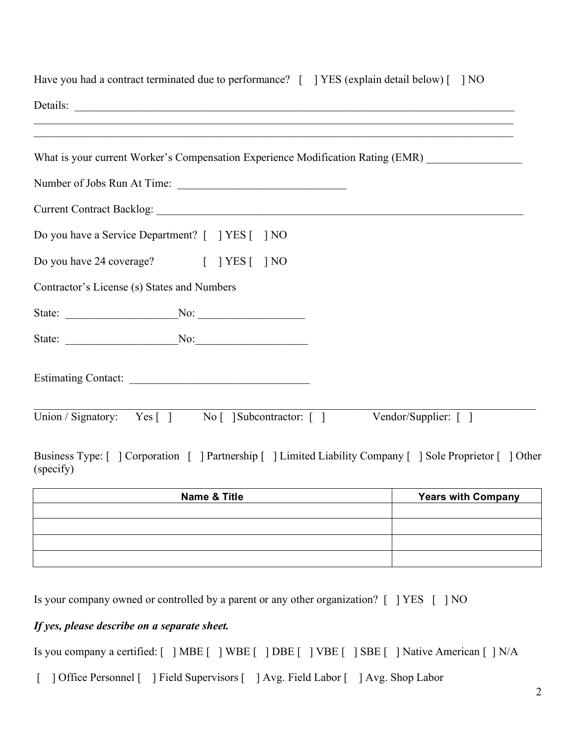Have you had a contract terminated due to performance?  [  ] YES (explain detail below) [  ] NO

Details: ______________________________________________________________________________

______________________________________________________________________________

______________________________________________________________________________

What is your current Worker's Compensation Experience Modification Rating (EMR) _________________

Number of Jobs Run At Time: ______________________________

Current Contract Backlog: ____________________________________________________________________

Do you have a Service Department? [  ] YES [  ] NO

Do you have 24 coverage? [  ] YES [  ] NO

Contractor's License (s) States and Numbers

State: ___________________No: __________________

State: ___________________No: __________________

Estimating Contact: ______________________________

______________________________________________________________________________

Union / Signatory: Yes [ ] No [ ] Subcontractor: [ ] Vendor/Supplier: [ ]

Business Type: [ ] Corporation [ ] Partnership [ ] Limited Liability Company [ ] Sole Proprietor [ ] Other (specify)

| Name & Title | Years with Company |
|---|---|
| | |
| | |
| | |
| | |

Is your company owned or controlled by a parent or any other organization? [ ] YES [ ] NO

***If yes, please describe on a separate sheet.***

Is you company a certified: [ ] MBE [ ] WBE [ ] DBE [ ] VBE [ ] SBE [ ] Native American [ ] N/A

[ ] Office Personnel [ ] Field Supervisors [ ] Avg. Field Labor [ ] Avg. Shop Labor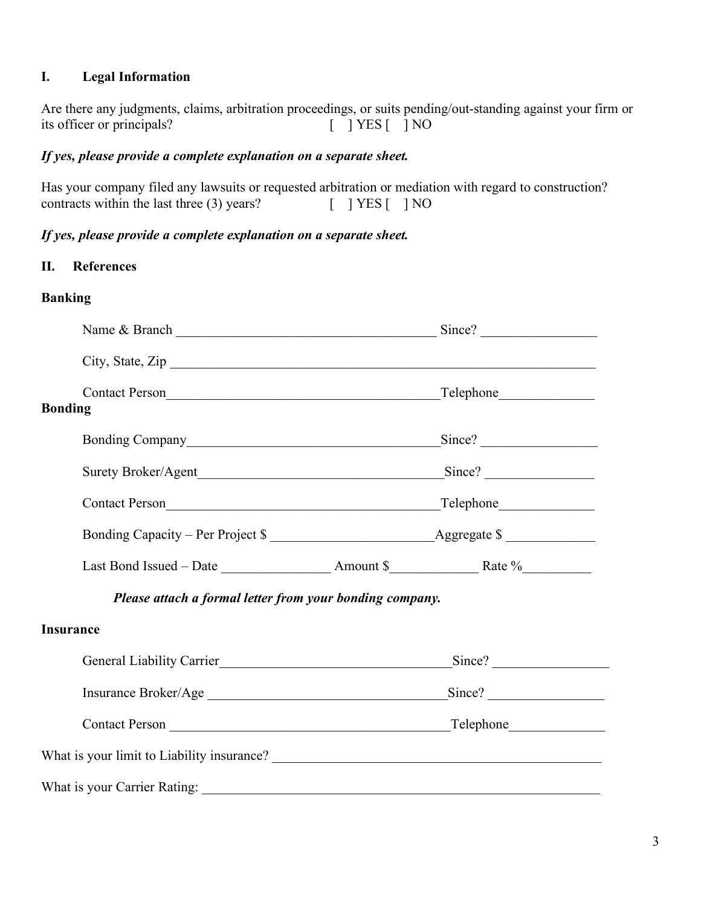## I. Legal Information

Are there any judgments, claims, arbitration proceedings, or suits pending/out-standing against your firm or its officer or principals? [ ] YES [ ] NO

***If yes, please provide a complete explanation on a separate sheet.***

Has your company filed any lawsuits or requested arbitration or mediation with regard to construction? contracts within the last three (3) years? [ ] YES [ ] NO

***If yes, please provide a complete explanation on a separate sheet.***

## II. References

### Banking

Name & Branch ______________________________________ Since? ________________

City, State, Zip ______________________________________________________________

Contact Person________________________________________Telephone______________

### Bonding

Bonding Company_____________________________________Since? ________________

Surety Broker/Agent___________________________________Since? ________________

Contact Person________________________________________Telephone______________

Bonding Capacity – Per Project $ ________________________Aggregate $ _____________

Last Bond Issued – Date ________________ Amount $_____________ Rate %__________

***Please attach a formal letter from your bonding company.***

### Insurance

General Liability Carrier__________________________________Since? ________________

Insurance Broker/Age ___________________________________Since? ________________

Contact Person _________________________________________Telephone______________

What is your limit to Liability insurance? __________________________________________________

What is your Carrier Rating: _____________________________________________________________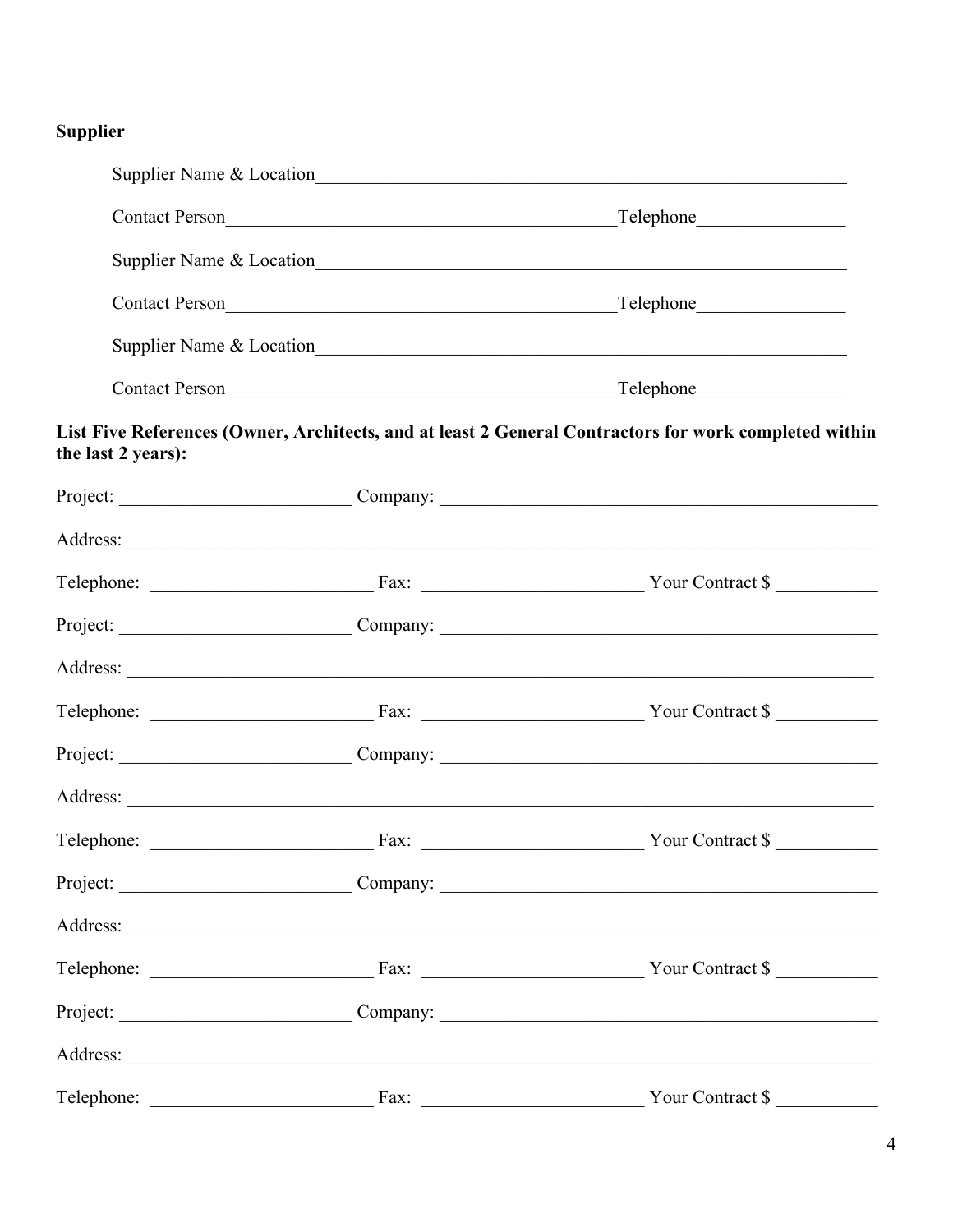**Supplier**

Supplier Name & Location______________________________________________________________

Contact Person____________________________________________Telephone________________

Supplier Name & Location______________________________________________________________

Contact Person____________________________________________Telephone________________

Supplier Name & Location______________________________________________________________

Contact Person____________________________________________Telephone________________

**List Five References (Owner, Architects, and at least 2 General Contractors for work completed within the last 2 years):**

Project: __________________________ Company: _______________________________________________

Address: ________________________________________________________________________________

Telephone: ________________________ Fax: ________________________ Your Contract $ ___________

Project: __________________________ Company: _______________________________________________

Address: ________________________________________________________________________________

Telephone: ________________________ Fax: ________________________ Your Contract $ ___________

Project: __________________________ Company: _______________________________________________

Address: ________________________________________________________________________________

Telephone: ________________________ Fax: ________________________ Your Contract $ ___________

Project: __________________________ Company: _______________________________________________

Address: ________________________________________________________________________________

Telephone: ________________________ Fax: ________________________ Your Contract $ ___________

Project: __________________________ Company: _______________________________________________

Address: ________________________________________________________________________________

Telephone: ________________________ Fax: ________________________ Your Contract $ ___________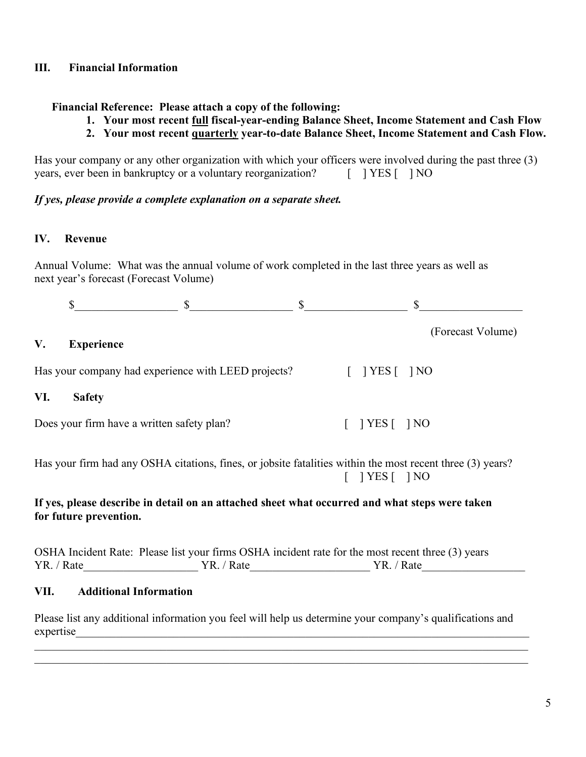## III. Financial Information

**Financial Reference: Please attach a copy of the following:**

1. **Your most recent <u>full</u> fiscal-year-ending Balance Sheet, Income Statement and Cash Flow**
2. **Your most recent <u>quarterly</u> year-to-date Balance Sheet, Income Statement and Cash Flow.**

Has your company or any other organization with which your officers were involved during the past three (3) years, ever been in bankruptcy or a voluntary reorganization? [ ] YES [ ] NO

***If yes, please provide a complete explanation on a separate sheet.***

## IV. Revenue

Annual Volume: What was the annual volume of work completed in the last three years as well as next year's forecast (Forecast Volume)

$__________________ $__________________ $__________________ $__________________

(Forecast Volume)

## V. Experience

Has your company had experience with LEED projects? [ ] YES [ ] NO

## VI. Safety

Does your firm have a written safety plan? [ ] YES [ ] NO

Has your firm had any OSHA citations, fines, or jobsite fatalities within the most recent three (3) years? [ ] YES [ ] NO

**If yes, please describe in detail on an attached sheet what occurred and what steps were taken for future prevention.**

OSHA Incident Rate: Please list your firms OSHA incident rate for the most recent three (3) years
YR. / Rate____________________ YR. / Rate_____________________ YR. / Rate__________________

## VII. Additional Information

Please list any additional information you feel will help us determine your company's qualifications and expertise_________________________________________________________________________________________

_____________________________________________________________________________________________

_____________________________________________________________________________________________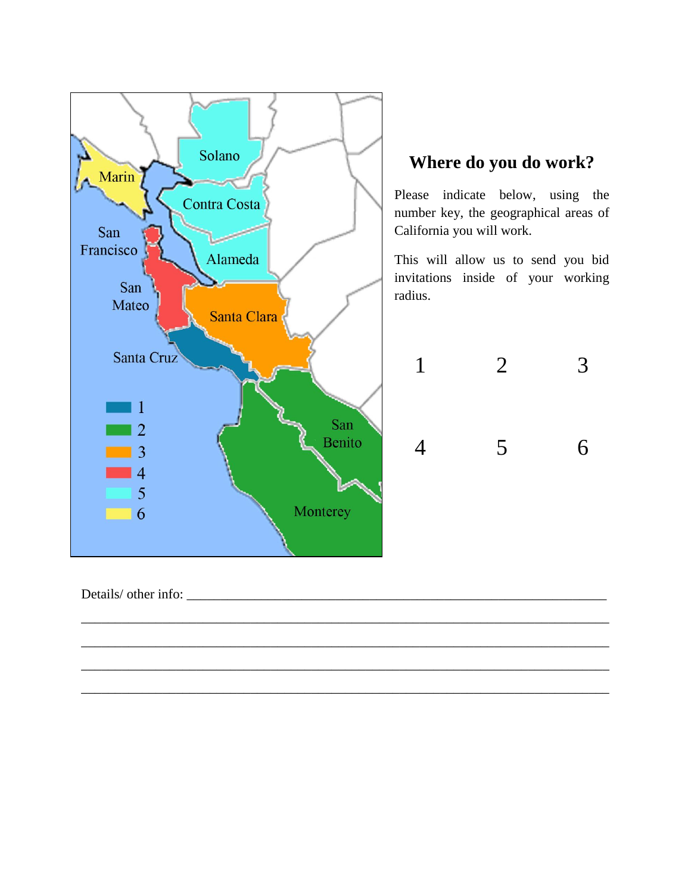San Francisco

Marin

Solano

Contra Costa

Alameda

San Mateo

Santa Clara

Santa Cruz

San Benito

Monterey

1
2
3
4
5
6

## Where do you do work?

Please indicate below, using the number key, the geographical areas of California you will work.

This will allow us to send you bid invitations inside of your working radius.

1 2 3

4 5 6

Details/ other info: ______________________________________________________________

_______________________________________________________________________________

_______________________________________________________________________________

_______________________________________________________________________________

_______________________________________________________________________________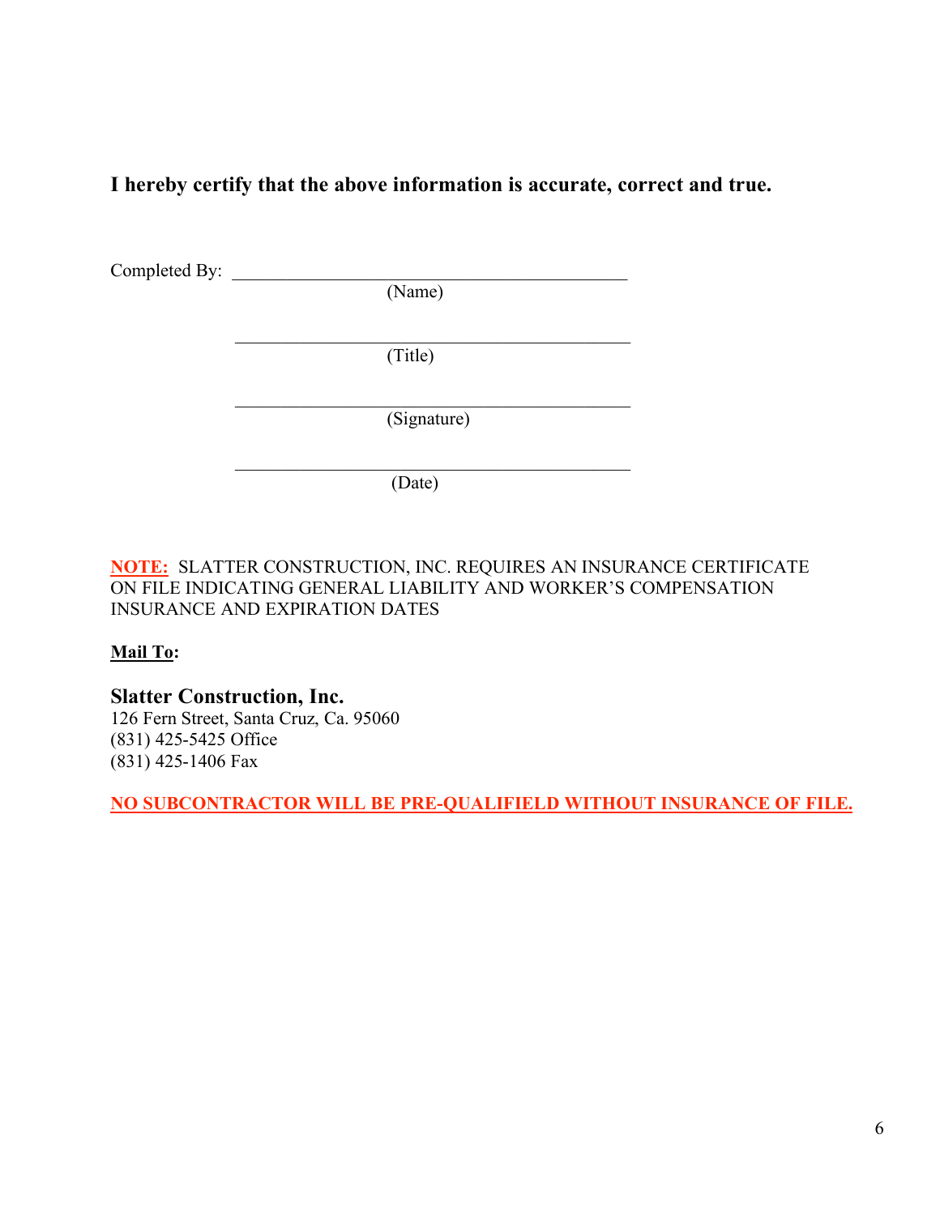**I hereby certify that the above information is accurate, correct and true.**

Completed By: \_\_\_\_\_\_\_\_\_\_\_\_\_\_\_\_\_\_\_\_\_\_\_\_\_\_\_\_\_\_\_\_\_\_\_\_\_\_\_\_\_\_
(Name)

\_\_\_\_\_\_\_\_\_\_\_\_\_\_\_\_\_\_\_\_\_\_\_\_\_\_\_\_\_\_\_\_\_\_\_\_\_\_\_\_\_\_
(Title)

\_\_\_\_\_\_\_\_\_\_\_\_\_\_\_\_\_\_\_\_\_\_\_\_\_\_\_\_\_\_\_\_\_\_\_\_\_\_\_\_\_\_
(Signature)

\_\_\_\_\_\_\_\_\_\_\_\_\_\_\_\_\_\_\_\_\_\_\_\_\_\_\_\_\_\_\_\_\_\_\_\_\_\_\_\_\_\_
(Date)

**NOTE:** SLATTER CONSTRUCTION, INC. REQUIRES AN INSURANCE CERTIFICATE ON FILE INDICATING GENERAL LIABILITY AND WORKER'S COMPENSATION INSURANCE AND EXPIRATION DATES

**Mail To:**

**Slatter Construction, Inc.**
126 Fern Street, Santa Cruz, Ca. 95060
(831) 425-5425 Office
(831) 425-1406 Fax

**NO SUBCONTRACTOR WILL BE PRE-QUALIFIELD WITHOUT INSURANCE OF FILE.**